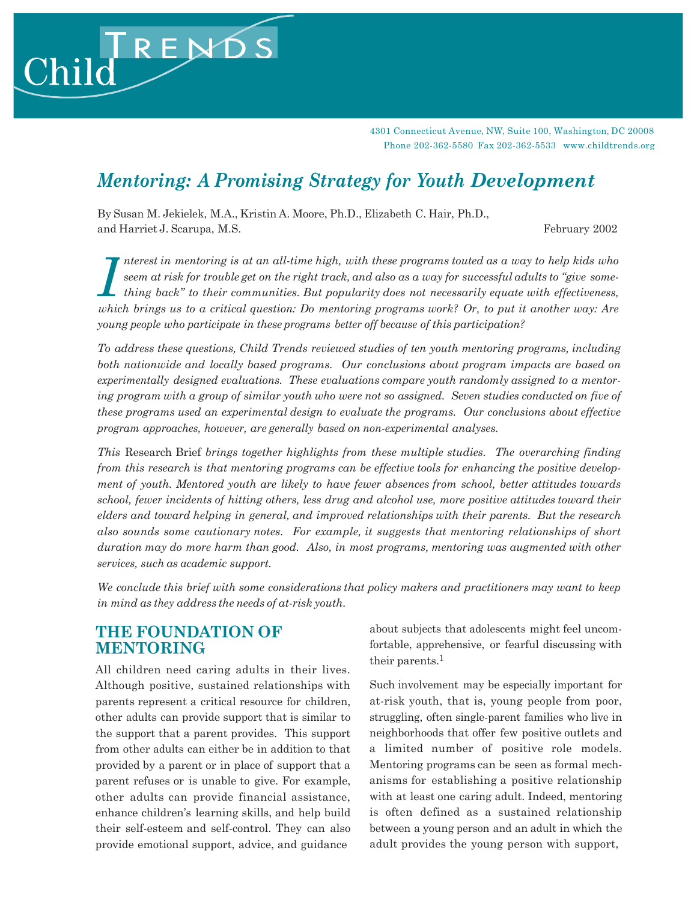Child Trends

4301 Connecticut Avenue, NW, Suite 100, Washington, DC 20008
Phone 202-362-5580 Fax 202-362-5533 www.childtrends.org

# *Mentoring: A Promising Strategy for Youth Development*

By Susan M. Jekielek, M.A., Kristin A. Moore, Ph.D., Elizabeth C. Hair, Ph.D., and Harriet J. Scarupa, M.S.

February 2002

*Interest in mentoring is at an all-time high, with these programs touted as a way to help kids who seem at risk for trouble get on the right track, and also as a way for successful adults to "give something back" to their communities. But popularity does not necessarily equate with effectiveness, which brings us to a critical question: Do mentoring programs work? Or, to put it another way: Are young people who participate in these programs better off because of this participation?*

*To address these questions, Child Trends reviewed studies of ten youth mentoring programs, including both nationwide and locally based programs. Our conclusions about program impacts are based on experimentally designed evaluations. These evaluations compare youth randomly assigned to a mentoring program with a group of similar youth who were not so assigned. Seven studies conducted on five of these programs used an experimental design to evaluate the programs. Our conclusions about effective program approaches, however, are generally based on non-experimental analyses.*

*This* Research Brief *brings together highlights from these multiple studies. The overarching finding from this research is that mentoring programs can be effective tools for enhancing the positive development of youth. Mentored youth are likely to have fewer absences from school, better attitudes towards school, fewer incidents of hitting others, less drug and alcohol use, more positive attitudes toward their elders and toward helping in general, and improved relationships with their parents. But the research also sounds some cautionary notes. For example, it suggests that mentoring relationships of short duration may do more harm than good. Also, in most programs, mentoring was augmented with other services, such as academic support.*

*We conclude this brief with some considerations that policy makers and practitioners may want to keep in mind as they address the needs of at-risk youth.*

## THE FOUNDATION OF MENTORING

All children need caring adults in their lives. Although positive, sustained relationships with parents represent a critical resource for children, other adults can provide support that is similar to the support that a parent provides. This support from other adults can either be in addition to that provided by a parent or in place of support that a parent refuses or is unable to give. For example, other adults can provide financial assistance, enhance children's learning skills, and help build their self-esteem and self-control. They can also provide emotional support, advice, and guidance about subjects that adolescents might feel uncomfortable, apprehensive, or fearful discussing with their parents.[1]

Such involvement may be especially important for at-risk youth, that is, young people from poor, struggling, often single-parent families who live in neighborhoods that offer few positive outlets and a limited number of positive role models. Mentoring programs can be seen as formal mechanisms for establishing a positive relationship with at least one caring adult. Indeed, mentoring is often defined as a sustained relationship between a young person and an adult in which the adult provides the young person with support,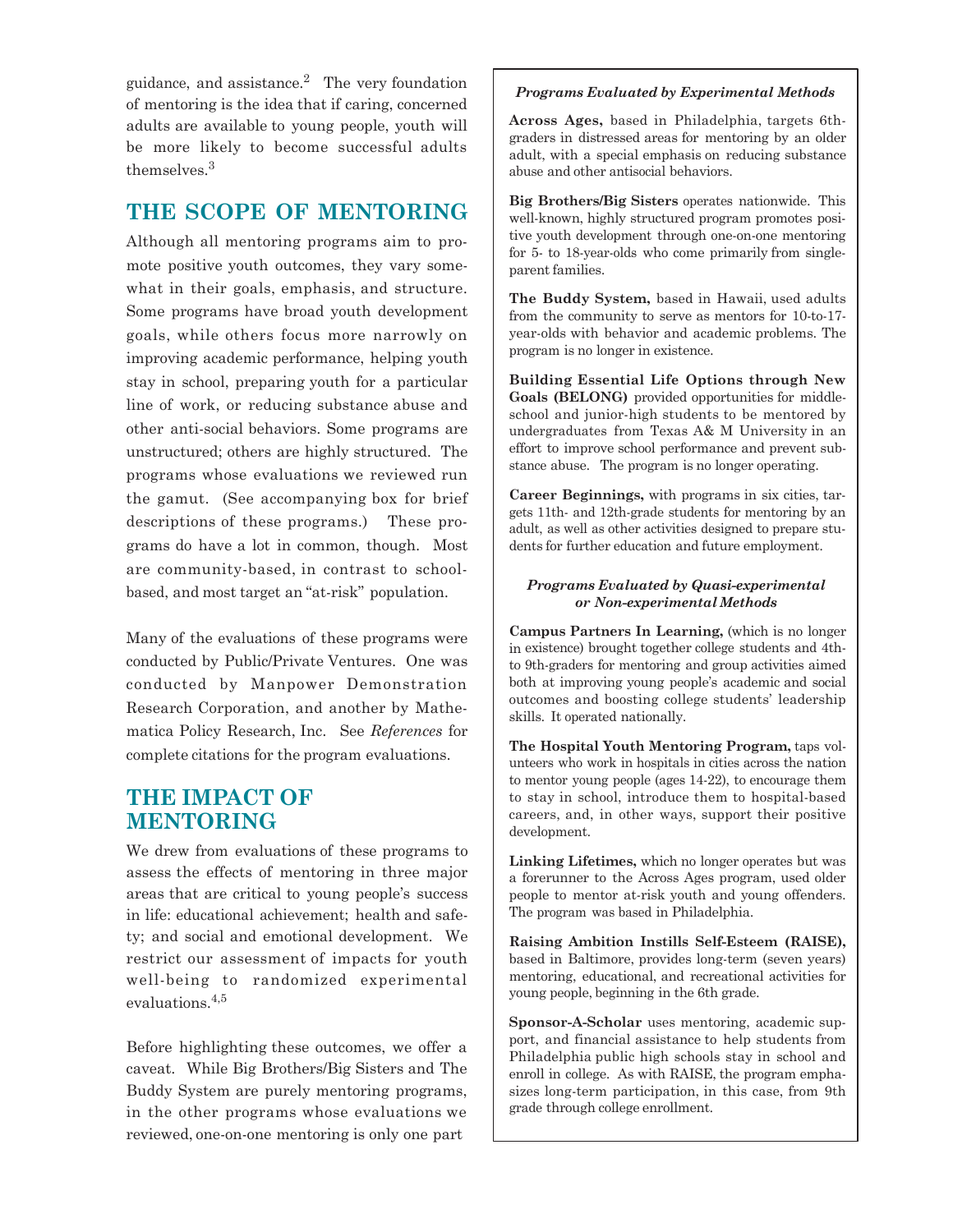guidance, and assistance.[2] The very foundation of mentoring is the idea that if caring, concerned adults are available to young people, youth will be more likely to become successful adults themselves.[3]

## THE SCOPE OF MENTORING

Although all mentoring programs aim to promote positive youth outcomes, they vary somewhat in their goals, emphasis, and structure. Some programs have broad youth development goals, while others focus more narrowly on improving academic performance, helping youth stay in school, preparing youth for a particular line of work, or reducing substance abuse and other anti-social behaviors. Some programs are unstructured; others are highly structured. The programs whose evaluations we reviewed run the gamut. (See accompanying box for brief descriptions of these programs.) These programs do have a lot in common, though. Most are community-based, in contrast to school-based, and most target an "at-risk" population.

Many of the evaluations of these programs were conducted by Public/Private Ventures. One was conducted by Manpower Demonstration Research Corporation, and another by Mathematica Policy Research, Inc. See *References* for complete citations for the program evaluations.

## THE IMPACT OF MENTORING

We drew from evaluations of these programs to assess the effects of mentoring in three major areas that are critical to young people's success in life: educational achievement; health and safety; and social and emotional development. We restrict our assessment of impacts for youth well-being to randomized experimental evaluations.[4,5]

Before highlighting these outcomes, we offer a caveat. While Big Brothers/Big Sisters and The Buddy System are purely mentoring programs, in the other programs whose evaluations we reviewed, one-on-one mentoring is only one part

***Programs Evaluated by Experimental Methods***

**Across Ages,** based in Philadelphia, targets 6th-graders in distressed areas for mentoring by an older adult, with a special emphasis on reducing substance abuse and other antisocial behaviors.

**Big Brothers/Big Sisters** operates nationwide. This well-known, highly structured program promotes positive youth development through one-on-one mentoring for 5- to 18-year-olds who come primarily from single-parent families.

**The Buddy System,** based in Hawaii, used adults from the community to serve as mentors for 10-to-17-year-olds with behavior and academic problems. The program is no longer in existence.

**Building Essential Life Options through New Goals (BELONG)** provided opportunities for middle-school and junior-high students to be mentored by undergraduates from Texas A& M University in an effort to improve school performance and prevent substance abuse. The program is no longer operating.

**Career Beginnings,** with programs in six cities, targets 11th- and 12th-grade students for mentoring by an adult, as well as other activities designed to prepare students for further education and future employment.

***Programs Evaluated by Quasi-experimental or Non-experimental Methods***

**Campus Partners In Learning,** (which is no longer in existence) brought together college students and 4th- to 9th-graders for mentoring and group activities aimed both at improving young people's academic and social outcomes and boosting college students' leadership skills. It operated nationally.

**The Hospital Youth Mentoring Program,** taps volunteers who work in hospitals in cities across the nation to mentor young people (ages 14-22), to encourage them to stay in school, introduce them to hospital-based careers, and, in other ways, support their positive development.

**Linking Lifetimes,** which no longer operates but was a forerunner to the Across Ages program, used older people to mentor at-risk youth and young offenders. The program was based in Philadelphia.

**Raising Ambition Instills Self-Esteem (RAISE),** based in Baltimore, provides long-term (seven years) mentoring, educational, and recreational activities for young people, beginning in the 6th grade.

**Sponsor-A-Scholar** uses mentoring, academic support, and financial assistance to help students from Philadelphia public high schools stay in school and enroll in college. As with RAISE, the program emphasizes long-term participation, in this case, from 9th grade through college enrollment.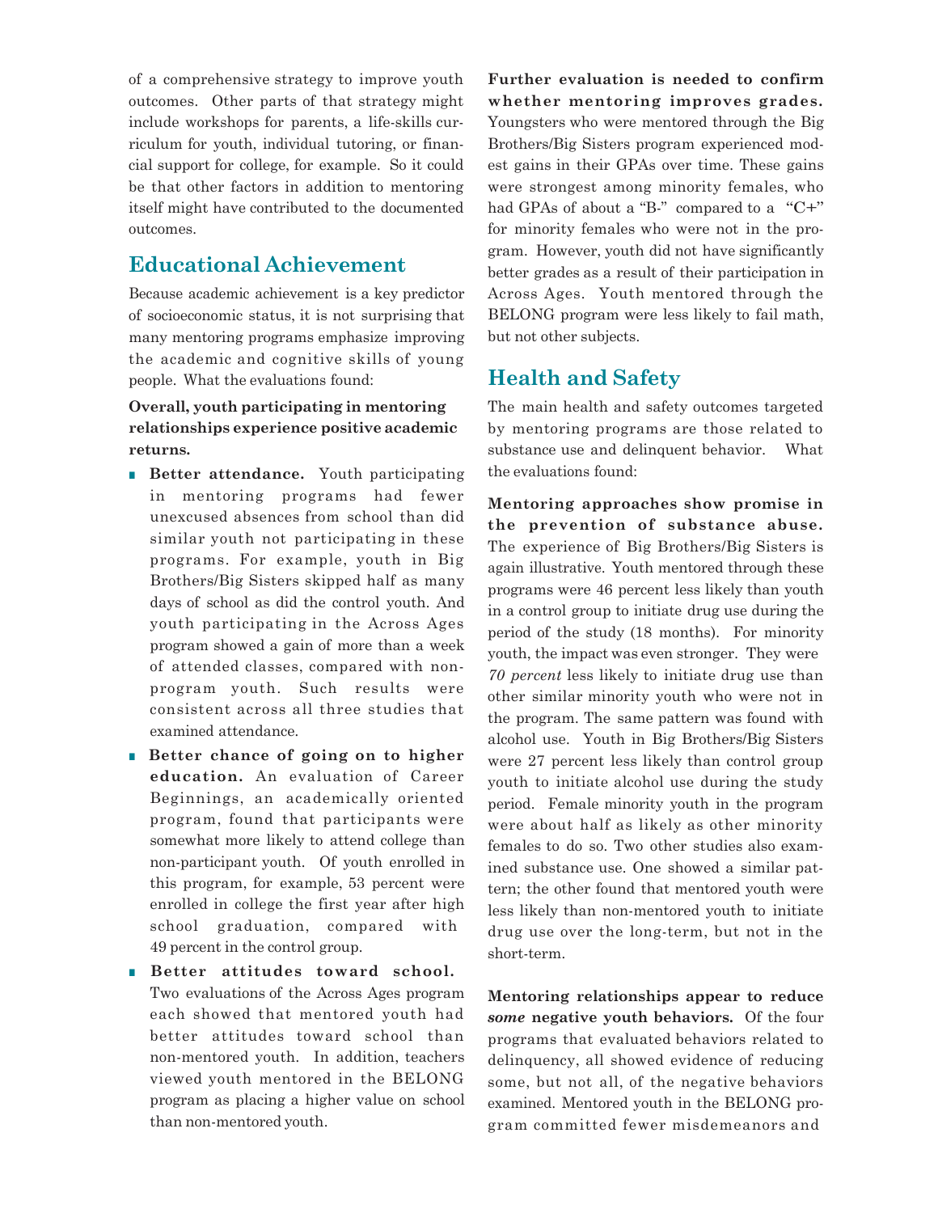of a comprehensive strategy to improve youth outcomes. Other parts of that strategy might include workshops for parents, a life-skills curriculum for youth, individual tutoring, or financial support for college, for example. So it could be that other factors in addition to mentoring itself might have contributed to the documented outcomes.

## Educational Achievement

Because academic achievement is a key predictor of socioeconomic status, it is not surprising that many mentoring programs emphasize improving the academic and cognitive skills of young people. What the evaluations found:

**Overall, youth participating in mentoring relationships experience positive academic returns.**

- **Better attendance.** Youth participating in mentoring programs had fewer unexcused absences from school than did similar youth not participating in these programs. For example, youth in Big Brothers/Big Sisters skipped half as many days of school as did the control youth. And youth participating in the Across Ages program showed a gain of more than a week of attended classes, compared with non-program youth. Such results were consistent across all three studies that examined attendance.
- **Better chance of going on to higher education.** An evaluation of Career Beginnings, an academically oriented program, found that participants were somewhat more likely to attend college than non-participant youth. Of youth enrolled in this program, for example, 53 percent were enrolled in college the first year after high school graduation, compared with 49 percent in the control group.
- **Better attitudes toward school.** Two evaluations of the Across Ages program each showed that mentored youth had better attitudes toward school than non-mentored youth. In addition, teachers viewed youth mentored in the BELONG program as placing a higher value on school than non-mentored youth.

**Further evaluation is needed to confirm whether mentoring improves grades.** Youngsters who were mentored through the Big Brothers/Big Sisters program experienced modest gains in their GPAs over time. These gains were strongest among minority females, who had GPAs of about a "B-" compared to a "C+" for minority females who were not in the program. However, youth did not have significantly better grades as a result of their participation in Across Ages. Youth mentored through the BELONG program were less likely to fail math, but not other subjects.

## Health and Safety

The main health and safety outcomes targeted by mentoring programs are those related to substance use and delinquent behavior. What the evaluations found:

**Mentoring approaches show promise in the prevention of substance abuse.** The experience of Big Brothers/Big Sisters is again illustrative. Youth mentored through these programs were 46 percent less likely than youth in a control group to initiate drug use during the period of the study (18 months). For minority youth, the impact was even stronger. They were *70 percent* less likely to initiate drug use than other similar minority youth who were not in the program. The same pattern was found with alcohol use. Youth in Big Brothers/Big Sisters were 27 percent less likely than control group youth to initiate alcohol use during the study period. Female minority youth in the program were about half as likely as other minority females to do so. Two other studies also examined substance use. One showed a similar pattern; the other found that mentored youth were less likely than non-mentored youth to initiate drug use over the long-term, but not in the short-term.

**Mentoring relationships appear to reduce *some* negative youth behaviors.** Of the four programs that evaluated behaviors related to delinquency, all showed evidence of reducing some, but not all, of the negative behaviors examined. Mentored youth in the BELONG program committed fewer misdemeanors and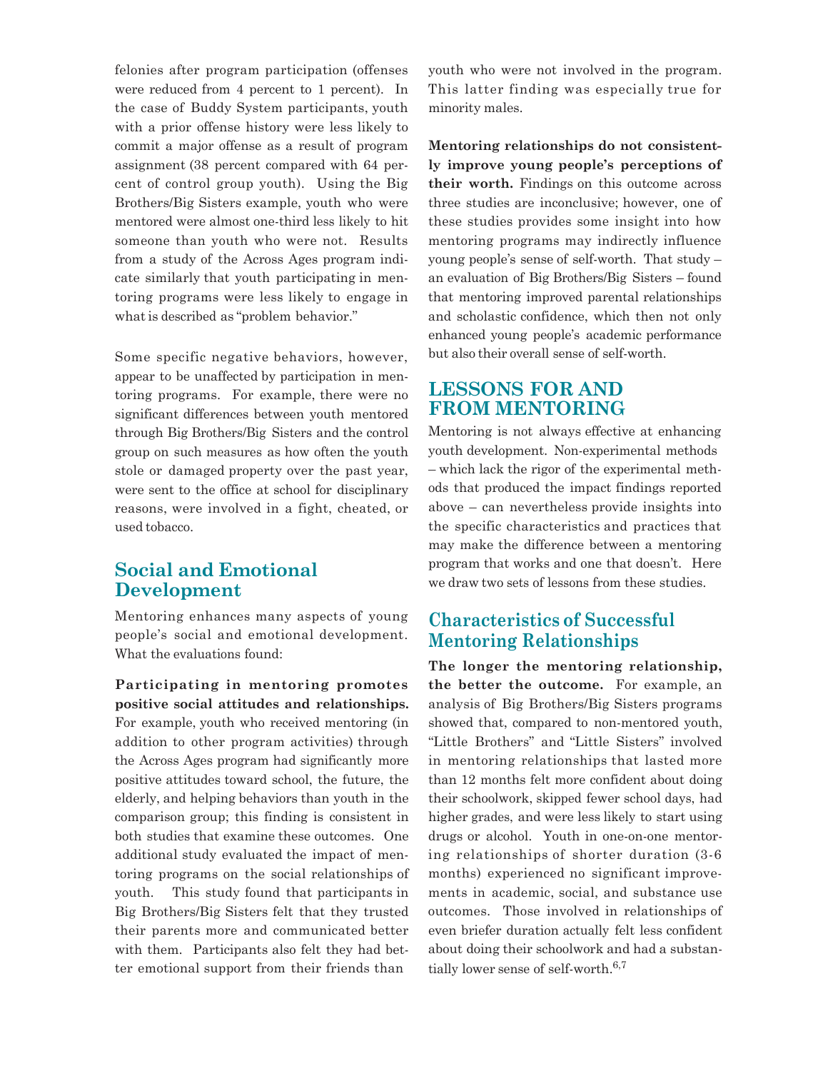felonies after program participation (offenses were reduced from 4 percent to 1 percent). In the case of Buddy System participants, youth with a prior offense history were less likely to commit a major offense as a result of program assignment (38 percent compared with 64 percent of control group youth). Using the Big Brothers/Big Sisters example, youth who were mentored were almost one-third less likely to hit someone than youth who were not. Results from a study of the Across Ages program indicate similarly that youth participating in mentoring programs were less likely to engage in what is described as "problem behavior."

Some specific negative behaviors, however, appear to be unaffected by participation in mentoring programs. For example, there were no significant differences between youth mentored through Big Brothers/Big Sisters and the control group on such measures as how often the youth stole or damaged property over the past year, were sent to the office at school for disciplinary reasons, were involved in a fight, cheated, or used tobacco.

### Social and Emotional Development

Mentoring enhances many aspects of young people's social and emotional development. What the evaluations found:

**Participating in mentoring promotes positive social attitudes and relationships.** For example, youth who received mentoring (in addition to other program activities) through the Across Ages program had significantly more positive attitudes toward school, the future, the elderly, and helping behaviors than youth in the comparison group; this finding is consistent in both studies that examine these outcomes. One additional study evaluated the impact of mentoring programs on the social relationships of youth. This study found that participants in Big Brothers/Big Sisters felt that they trusted their parents more and communicated better with them. Participants also felt they had better emotional support from their friends than youth who were not involved in the program. This latter finding was especially true for minority males.

**Mentoring relationships do not consistently improve young people's perceptions of their worth.** Findings on this outcome across three studies are inconclusive; however, one of these studies provides some insight into how mentoring programs may indirectly influence young people's sense of self-worth. That study – an evaluation of Big Brothers/Big Sisters – found that mentoring improved parental relationships and scholastic confidence, which then not only enhanced young people's academic performance but also their overall sense of self-worth.

## LESSONS FOR AND FROM MENTORING

Mentoring is not always effective at enhancing youth development. Non-experimental methods – which lack the rigor of the experimental methods that produced the impact findings reported above – can nevertheless provide insights into the specific characteristics and practices that may make the difference between a mentoring program that works and one that doesn't. Here we draw two sets of lessons from these studies.

### Characteristics of Successful Mentoring Relationships

**The longer the mentoring relationship, the better the outcome.** For example, an analysis of Big Brothers/Big Sisters programs showed that, compared to non-mentored youth, "Little Brothers" and "Little Sisters" involved in mentoring relationships that lasted more than 12 months felt more confident about doing their schoolwork, skipped fewer school days, had higher grades, and were less likely to start using drugs or alcohol. Youth in one-on-one mentoring relationships of shorter duration (3-6 months) experienced no significant improvements in academic, social, and substance use outcomes. Those involved in relationships of even briefer duration actually felt less confident about doing their schoolwork and had a substantially lower sense of self-worth.[6,7]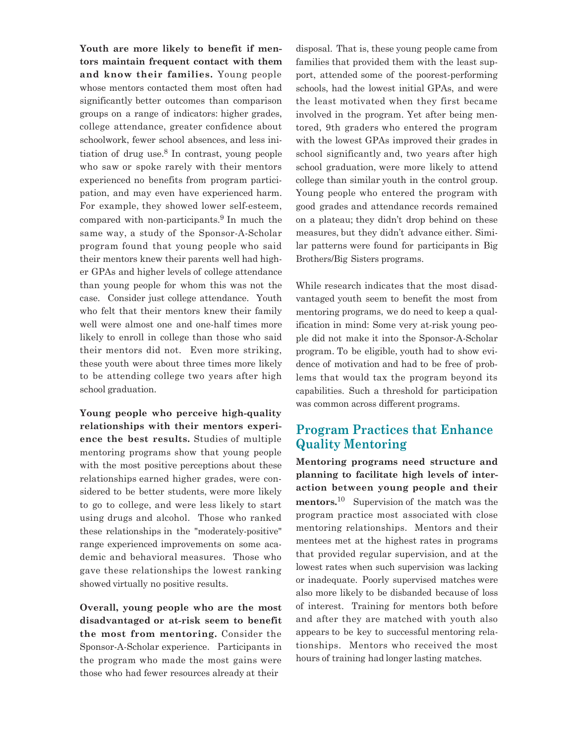**Youth are more likely to benefit if mentors maintain frequent contact with them and know their families.** Young people whose mentors contacted them most often had significantly better outcomes than comparison groups on a range of indicators: higher grades, college attendance, greater confidence about schoolwork, fewer school absences, and less initiation of drug use.[8] In contrast, young people who saw or spoke rarely with their mentors experienced no benefits from program participation, and may even have experienced harm. For example, they showed lower self-esteem, compared with non-participants.[9] In much the same way, a study of the Sponsor-A-Scholar program found that young people who said their mentors knew their parents well had higher GPAs and higher levels of college attendance than young people for whom this was not the case. Consider just college attendance. Youth who felt that their mentors knew their family well were almost one and one-half times more likely to enroll in college than those who said their mentors did not. Even more striking, these youth were about three times more likely to be attending college two years after high school graduation.

**Young people who perceive high-quality relationships with their mentors experience the best results.** Studies of multiple mentoring programs show that young people with the most positive perceptions about these relationships earned higher grades, were considered to be better students, were more likely to go to college, and were less likely to start using drugs and alcohol. Those who ranked these relationships in the "moderately-positive" range experienced improvements on some academic and behavioral measures. Those who gave these relationships the lowest ranking showed virtually no positive results.

**Overall, young people who are the most disadvantaged or at-risk seem to benefit the most from mentoring.** Consider the Sponsor-A-Scholar experience. Participants in the program who made the most gains were those who had fewer resources already at their disposal. That is, these young people came from families that provided them with the least support, attended some of the poorest-performing schools, had the lowest initial GPAs, and were the least motivated when they first became involved in the program. Yet after being mentored, 9th graders who entered the program with the lowest GPAs improved their grades in school significantly and, two years after high school graduation, were more likely to attend college than similar youth in the control group. Young people who entered the program with good grades and attendance records remained on a plateau; they didn't drop behind on these measures, but they didn't advance either. Similar patterns were found for participants in Big Brothers/Big Sisters programs.

While research indicates that the most disadvantaged youth seem to benefit the most from mentoring programs, we do need to keep a qualification in mind: Some very at-risk young people did not make it into the Sponsor-A-Scholar program. To be eligible, youth had to show evidence of motivation and had to be free of problems that would tax the program beyond its capabilities. Such a threshold for participation was common across different programs.

## Program Practices that Enhance Quality Mentoring

**Mentoring programs need structure and planning to facilitate high levels of interaction between young people and their mentors.**[10] Supervision of the match was the program practice most associated with close mentoring relationships. Mentors and their mentees met at the highest rates in programs that provided regular supervision, and at the lowest rates when such supervision was lacking or inadequate. Poorly supervised matches were also more likely to be disbanded because of loss of interest. Training for mentors both before and after they are matched with youth also appears to be key to successful mentoring relationships. Mentors who received the most hours of training had longer lasting matches.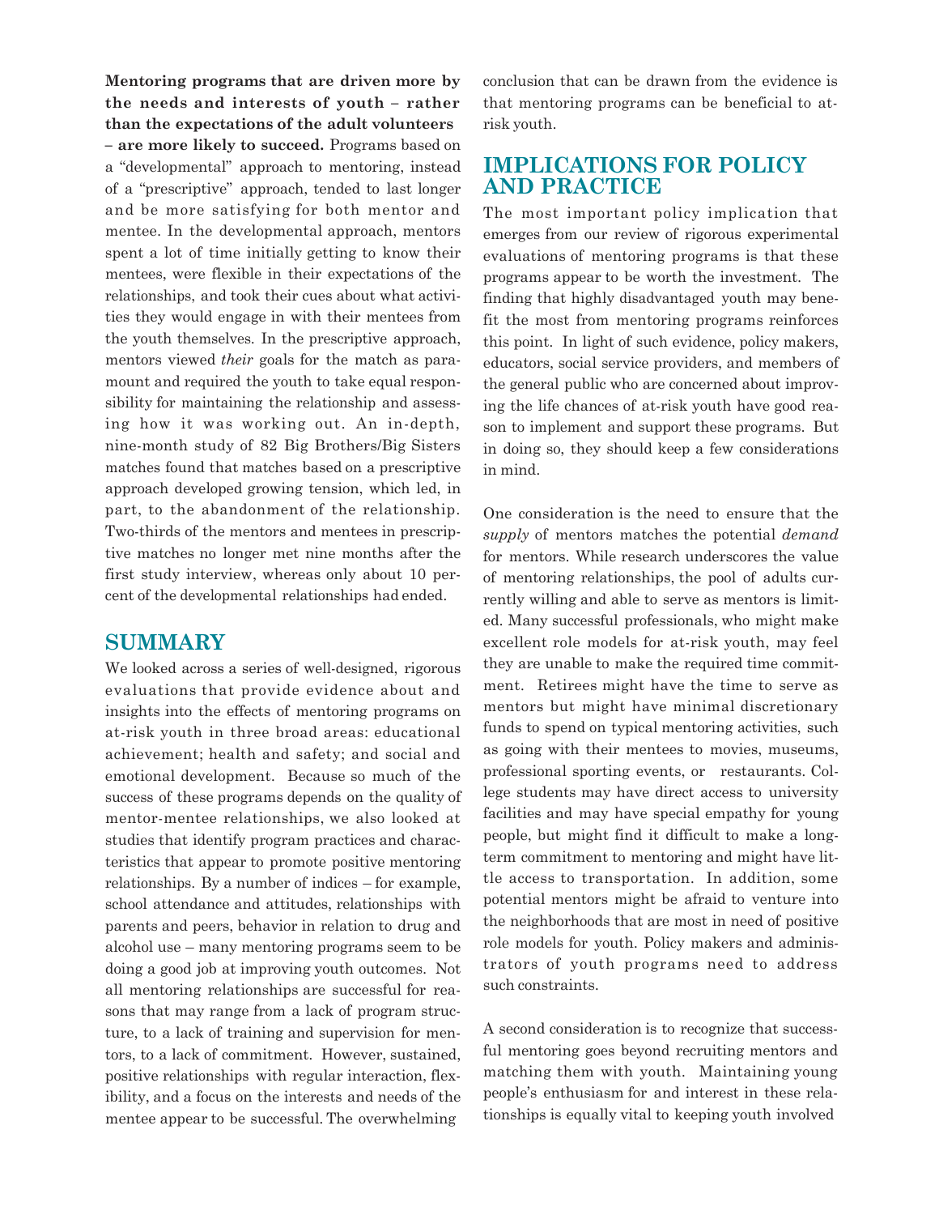**Mentoring programs that are driven more by the needs and interests of youth – rather than the expectations of the adult volunteers – are more likely to succeed.** Programs based on a "developmental" approach to mentoring, instead of a "prescriptive" approach, tended to last longer and be more satisfying for both mentor and mentee. In the developmental approach, mentors spent a lot of time initially getting to know their mentees, were flexible in their expectations of the relationships, and took their cues about what activities they would engage in with their mentees from the youth themselves. In the prescriptive approach, mentors viewed *their* goals for the match as paramount and required the youth to take equal responsibility for maintaining the relationship and assessing how it was working out. An in-depth, nine-month study of 82 Big Brothers/Big Sisters matches found that matches based on a prescriptive approach developed growing tension, which led, in part, to the abandonment of the relationship. Two-thirds of the mentors and mentees in prescriptive matches no longer met nine months after the first study interview, whereas only about 10 percent of the developmental relationships had ended.

## SUMMARY

We looked across a series of well-designed, rigorous evaluations that provide evidence about and insights into the effects of mentoring programs on at-risk youth in three broad areas: educational achievement; health and safety; and social and emotional development. Because so much of the success of these programs depends on the quality of mentor-mentee relationships, we also looked at studies that identify program practices and characteristics that appear to promote positive mentoring relationships. By a number of indices – for example, school attendance and attitudes, relationships with parents and peers, behavior in relation to drug and alcohol use – many mentoring programs seem to be doing a good job at improving youth outcomes. Not all mentoring relationships are successful for reasons that may range from a lack of program structure, to a lack of training and supervision for mentors, to a lack of commitment. However, sustained, positive relationships with regular interaction, flexibility, and a focus on the interests and needs of the mentee appear to be successful. The overwhelming conclusion that can be drawn from the evidence is that mentoring programs can be beneficial to at-risk youth.

## IMPLICATIONS FOR POLICY AND PRACTICE

The most important policy implication that emerges from our review of rigorous experimental evaluations of mentoring programs is that these programs appear to be worth the investment. The finding that highly disadvantaged youth may benefit the most from mentoring programs reinforces this point. In light of such evidence, policy makers, educators, social service providers, and members of the general public who are concerned about improving the life chances of at-risk youth have good reason to implement and support these programs. But in doing so, they should keep a few considerations in mind.

One consideration is the need to ensure that the *supply* of mentors matches the potential *demand* for mentors. While research underscores the value of mentoring relationships, the pool of adults currently willing and able to serve as mentors is limited. Many successful professionals, who might make excellent role models for at-risk youth, may feel they are unable to make the required time commitment. Retirees might have the time to serve as mentors but might have minimal discretionary funds to spend on typical mentoring activities, such as going with their mentees to movies, museums, professional sporting events, or restaurants. College students may have direct access to university facilities and may have special empathy for young people, but might find it difficult to make a long-term commitment to mentoring and might have little access to transportation. In addition, some potential mentors might be afraid to venture into the neighborhoods that are most in need of positive role models for youth. Policy makers and administrators of youth programs need to address such constraints.

A second consideration is to recognize that successful mentoring goes beyond recruiting mentors and matching them with youth. Maintaining young people's enthusiasm for and interest in these relationships is equally vital to keeping youth involved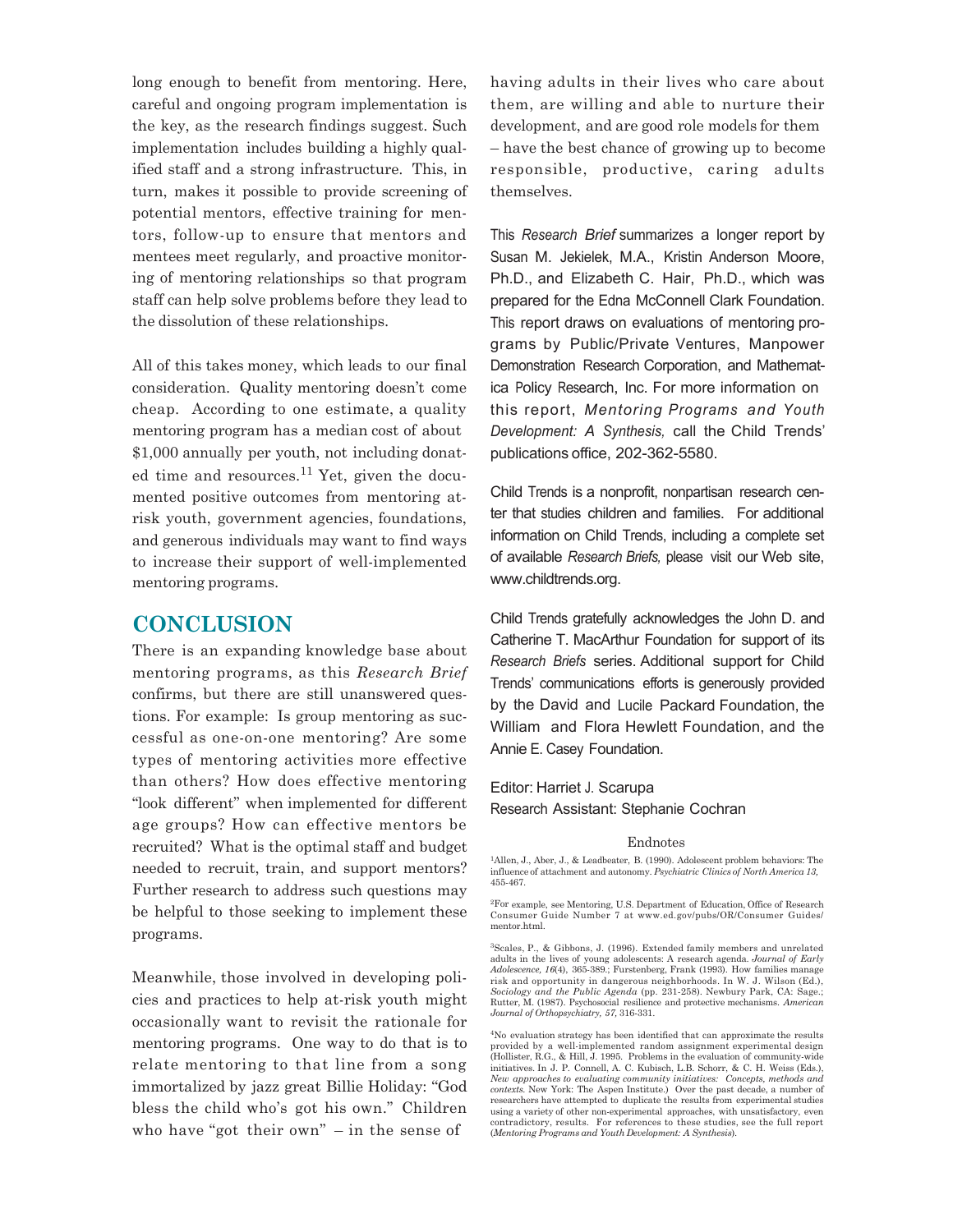long enough to benefit from mentoring. Here, careful and ongoing program implementation is the key, as the research findings suggest. Such implementation includes building a highly qualified staff and a strong infrastructure. This, in turn, makes it possible to provide screening of potential mentors, effective training for mentors, follow-up to ensure that mentors and mentees meet regularly, and proactive monitoring of mentoring relationships so that program staff can help solve problems before they lead to the dissolution of these relationships.

All of this takes money, which leads to our final consideration. Quality mentoring doesn't come cheap. According to one estimate, a quality mentoring program has a median cost of about $1,000 annually per youth, not including donated time and resources.[11] Yet, given the documented positive outcomes from mentoring at-risk youth, government agencies, foundations, and generous individuals may want to find ways to increase their support of well-implemented mentoring programs.

## CONCLUSION

There is an expanding knowledge base about mentoring programs, as this *Research Brief* confirms, but there are still unanswered questions. For example: Is group mentoring as successful as one-on-one mentoring? Are some types of mentoring activities more effective than others? How does effective mentoring "look different" when implemented for different age groups? How can effective mentors be recruited? What is the optimal staff and budget needed to recruit, train, and support mentors? Further research to address such questions may be helpful to those seeking to implement these programs.

Meanwhile, those involved in developing policies and practices to help at-risk youth might occasionally want to revisit the rationale for mentoring programs. One way to do that is to relate mentoring to that line from a song immortalized by jazz great Billie Holiday: "God bless the child who's got his own." Children who have "got their own" – in the sense of having adults in their lives who care about them, are willing and able to nurture their development, and are good role models for them – have the best chance of growing up to become responsible, productive, caring adults themselves.

This *Research Brief* summarizes a longer report by Susan M. Jekielek, M.A., Kristin Anderson Moore, Ph.D., and Elizabeth C. Hair, Ph.D., which was prepared for the Edna McConnell Clark Foundation. This report draws on evaluations of mentoring programs by Public/Private Ventures, Manpower Demonstration Research Corporation, and Mathematica Policy Research, Inc. For more information on this report, *Mentoring Programs and Youth Development: A Synthesis,* call the Child Trends' publications office, 202-362-5580.

Child Trends is a nonprofit, nonpartisan research center that studies children and families. For additional information on Child Trends, including a complete set of available *Research Briefs,* please visit our Web site, www.childtrends.org.

Child Trends gratefully acknowledges the John D. and Catherine T. MacArthur Foundation for support of its *Research Briefs* series. Additional support for Child Trends' communications efforts is generously provided by the David and Lucile Packard Foundation, the William and Flora Hewlett Foundation, and the Annie E. Casey Foundation.

Editor: Harriet J. Scarupa
Research Assistant: Stephanie Cochran

### Endnotes

[1] Allen, J., Aber, J., & Leadbeater, B. (1990). Adolescent problem behaviors: The influence of attachment and autonomy. *Psychiatric Clinics of North America 13,* 455-467.

[2] For example, see Mentoring, U.S. Department of Education, Office of Research Consumer Guide Number 7 at www.ed.gov/pubs/OR/Consumer Guides/mentor.html.

[3] Scales, P., & Gibbons, J. (1996). Extended family members and unrelated adults in the lives of young adolescents: A research agenda. *Journal of Early Adolescence, 16*(4), 365-389.; Furstenberg, Frank (1993). How families manage risk and opportunity in dangerous neighborhoods. In W. J. Wilson (Ed.), *Sociology and the Public Agenda* (pp. 231-258). Newbury Park, CA: Sage.; Rutter, M. (1987). Psychosocial resilience and protective mechanisms. *American Journal of Orthopsychiatry, 57,* 316-331.

[4] No evaluation strategy has been identified that can approximate the results provided by a well-implemented random assignment experimental design (Hollister, R.G., & Hill, J. 1995. Problems in the evaluation of community-wide initiatives. In J. P. Connell, A. C. Kubisch, L.B. Schorr, & C. H. Weiss (Eds.), *New approaches to evaluating community initiatives: Concepts, methods and contexts.* New York: The Aspen Institute.) Over the past decade, a number of researchers have attempted to duplicate the results from experimental studies using a variety of other non-experimental approaches, with unsatisfactory, even contradictory, results. For references to these studies, see the full report (*Mentoring Programs and Youth Development: A Synthesis*).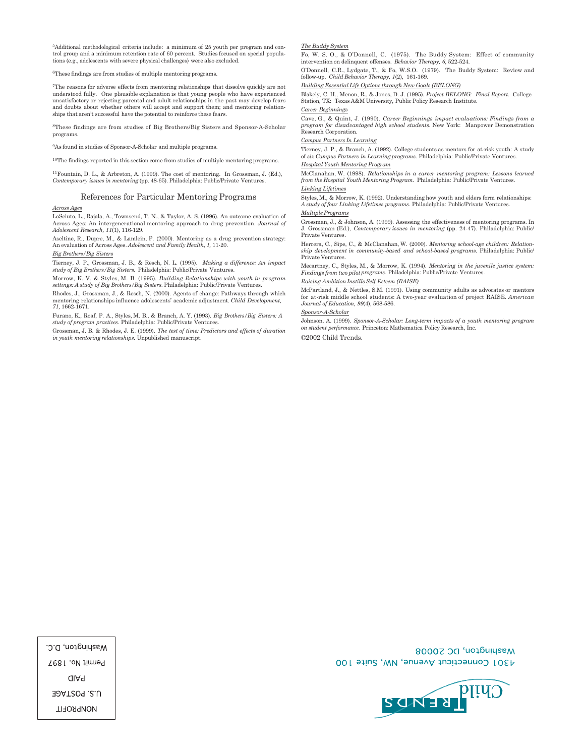[5]Additional methodological criteria include: a minimum of 25 youth per program and control group and a minimum retention rate of 60 percent. Studies focused on special populations (e.g., adolescents with severe physical challenges) were also excluded.

[6]These findings are from studies of multiple mentoring programs.

[7]The reasons for adverse effects from mentoring relationships that dissolve quickly are not understood fully. One plausible explanation is that young people who have experienced unsatisfactory or rejecting parental and adult relationships in the past may develop fears and doubts about whether others will accept and support them; and mentoring relationships that aren't successful have the potential to reinforce these fears.

[8]These findings are from studies of Big Brothers/Big Sisters and Sponsor-A-Scholar programs.

[9]As found in studies of Sponsor-A-Scholar and multiple programs.

[10]The findings reported in this section come from studies of multiple mentoring programs.

[11]Fountain, D. L., & Arbreton, A. (1999). The cost of mentoring. In Grossman, J. (Ed.), *Contemporary issues in mentoring* (pp. 48-65). Philadelphia: Public/Private Ventures.

## References for Particular Mentoring Programs

*Across Ages*

LoSciuto, L., Rajala, A., Townsend, T. N., & Taylor, A. S. (1996). An outcome evaluation of Across Ages: An intergenerational mentoring approach to drug prevention. *Journal of Adolescent Research, 11*(1), 116-129.

Aseltine, R., Dupre, M., & Lamlein, P. (2000). Mentoring as a drug prevention strategy: An evaluation of Across Ages. *Adolescent and Family Health, 1,* 11-20.

*Big Brothers/Big Sisters*

Tierney, J. P., Grossman, J. B., & Resch, N. L. (1995). *Making a difference: An impact study of Big Brothers/Big Sisters.* Philadelphia: Public/Private Ventures.

Morrow, K. V. & Styles, M. B. (1995). *Building Relationships with youth in program settings: A study of Big Brothers/Big Sisters.* Philadelphia: Public/Private Ventures.

Rhodes, J., Grossman, J., & Resch, N. (2000). Agents of change: Pathways through which mentoring relationships influence adolescents' academic adjustment. *Child Development, 71,* 1662-1671.

Furano, K., Roaf, P. A., Styles, M. B., & Branch, A. Y. (1993). *Big Brothers/Big Sisters: A study of program practices.* Philadelphia: Public/Private Ventures.

Grossman, J. B. & Rhodes, J. E. (1999). *The test of time: Predictors and effects of duration in youth mentoring relationships.* Unpublished manuscript.

*The Buddy System*

Fo, W. S. O., & O'Donnell, C. (1975). The Buddy System: Effect of community intervention on delinquent offenses. *Behavior Therapy, 6,* 522-524.

O'Donnell, C.R., Lydgate, T., & Fo, W.S.O. (1979). The Buddy System: Review and follow-up. *Child Behavior Therapy, 1*(2), 161-169.

*Building Essential Life Options through New Goals (BELONG)*

Blakely, C. H., Menon, R., & Jones, D. J. (1995). *Project BELONG: Final Report.* College Station, TX: Texas A&M University, Public Policy Research Institute.

*Career Beginnings*

Cave, G., & Quint, J. (1990). *Career Beginnings impact evaluations: Findings from a program for disadvantaged high school students.* New York: Manpower Demonstration Research Corporation.

*Campus Partners In Learning*

Tierney, J. P., & Branch, A. (1992). College students as mentors for at-risk youth: A study of *six Campus Partners in Learning programs.* Philadelphia: Public/Private Ventures.

*Hospital Youth Mentoring Program*

McClanahan, W. (1998). *Relationships in a career mentoring program: Lessons learned from the Hospital Youth Mentoring Program.* Philadelphia: Public/Private Ventures.

*Linking Lifetimes*

Styles, M., & Morrow, K. (1992). Understanding how youth and elders form relationships: *A study of four Linking Lifetimes programs.* Philadelphia: Public/Private Ventures.

*Multiple Programs*

Grossman, J., & Johnson, A. (1999). Assessing the effectiveness of mentoring programs. In J. Grossman (Ed.), *Contemporary issues in mentoring* (pp. 24-47). Philadelphia: Public/Private Ventures.

Herrera, C., Sipe, C., & McClanahan, W. (2000). *Mentoring school-age children: Relationship development in community-based and school-based programs.* Philadelphia: Public/Private Ventures.

Mecartney, C., Styles, M., & Morrow, K. (1994). *Mentoring in the juvenile justice system: Findings from two pilot programs.* Philadelphia: Public/Private Ventures.

*Raising Ambition Instills Self-Esteem (RAISE)*

McPartland, J., & Nettles, S.M. (1991). Using community adults as advocates or mentors for at-risk middle school students: A two-year evaluation of project RAISE. *American Journal of Education, 99*(4), 568-586.

*Sponsor-A-Scholar*

Johnson, A. (1999). *Sponsor-A-Scholar: Long-term impacts of a youth mentoring program on student performance.* Princeton: Mathematica Policy Research, Inc.

©2002 Child Trends.

Child Trends

4301 Connecticut Avenue, NW, Suite 100
Washington, DC 20008

NONPROFIT
U.S. POSTAGE
PAID
Permit No. 1897
Washington, D.C.